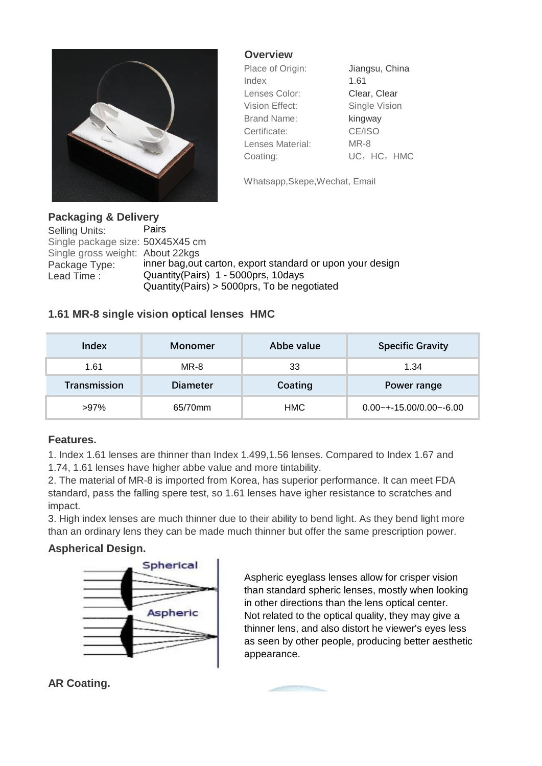## Overview

| | |
|---|---|
| Place of Origin: | Jiangsu, China |
| Index | 1.61 |
| Lenses Color: | Clear, Clear |
| Vision Effect: | Single Vision |
| Brand Name: | kingway |
| Certificate: | CE/ISO |
| Lenses Material: | MR-8 |
| Coating: | UC，HC，HMC |

Whatsapp,Skepe,Wechat, Email

## Packaging & Delivery

| | |
|---|---|
| Selling Units: | Pairs |
| Single package size: | 50X45X45 cm |
| Single gross weight: | About 22kgs |
| Package Type: | inner bag,out carton, export standard or upon your design |
| Lead Time : | Quantity(Pairs) 1 - 5000prs, 10days<br>Quantity(Pairs) > 5000prs, To be negotiated |

## 1.61 MR-8 single vision optical lenses HMC

| Index | Monomer | Abbe value | Specific Gravity |
|---|---|---|---|
| 1.61 | MR-8 | 33 | 1.34 |
| **Transmission** | **Diameter** | **Coating** | **Power range** |
| >97% | 65/70mm | HMC | 0.00~+-15.00/0.00~-6.00 |

## Features.

1. Index 1.61 lenses are thinner than Index 1.499,1.56 lenses. Compared to Index 1.67 and 1.74, 1.61 lenses have higher abbe value and more tintability.
2. The material of MR-8 is imported from Korea, has superior performance. It can meet FDA standard, pass the falling spere test, so 1.61 lenses have igher resistance to scratches and impact.
3. High index lenses are much thinner due to their ability to bend light. As they bend light more than an ordinary lens they can be made much thinner but offer the same prescription power.

## Aspherical Design.

Spherical

Aspheric

Aspheric eyeglass lenses allow for crisper vision than standard spheric lenses, mostly when looking in other directions than the lens optical center. Not related to the optical quality, they may give a thinner lens, and also distort he viewer's eyes less as seen by other people, producing better aesthetic appearance.

## AR Coating.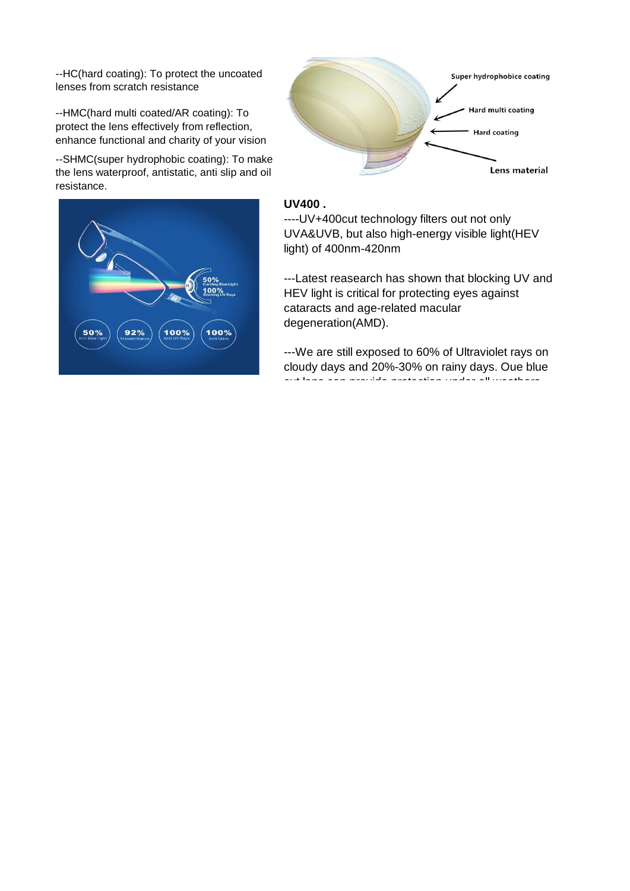--HC(hard coating): To protect the uncoated lenses from scratch resistance

--HMC(hard multi coated/AR coating): To protect the lens effectively from reflection, enhance functional and charity of your vision

--SHMC(super hydrophobic coating): To make the lens waterproof, antistatic, anti slip and oil resistance.

Super hydrophobice coating

Hard multi coating

Hard coating

Lens material

50% Curbing Blue Light

100% Blocking UV Rays

50% Anti Blue light

92% Transmittance

100% Anti UV Rays

100% Anti Glare

**UV400 .**

----UV+400cut technology filters out not only UVA&UVB, but also high-energy visible light(HEV light) of 400nm-420nm

---Latest reasearch has shown that blocking UV and HEV light is critical for protecting eyes against cataracts and age-related macular degeneration(AMD).

---We are still exposed to 60% of Ultraviolet rays on cloudy days and 20%-30% on rainy days. Oue blue cut lens can provide protection under all weathers